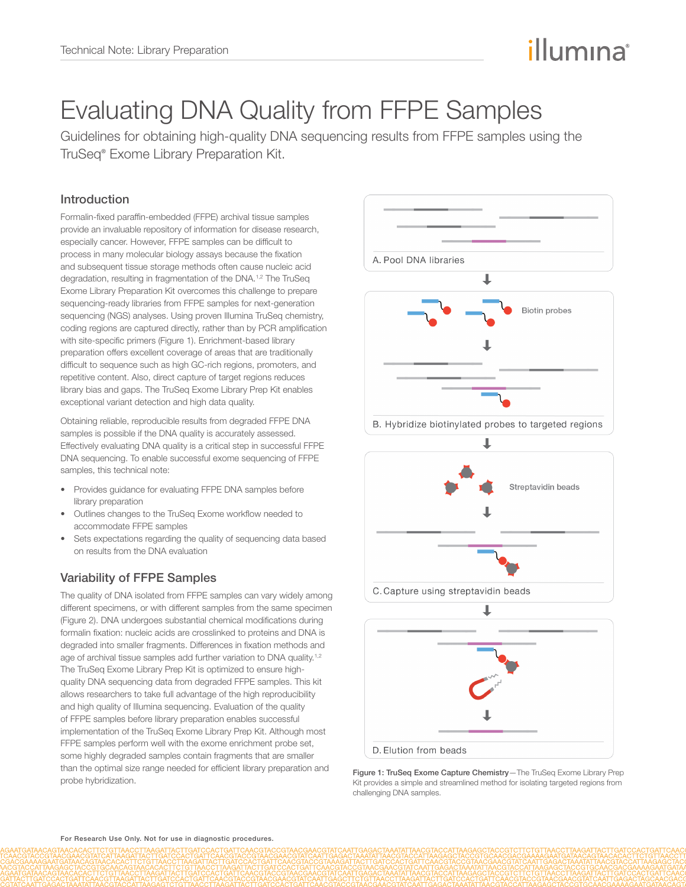# Evaluating DNA Quality from FFPE Samples

Guidelines for obtaining high-quality DNA sequencing results from FFPE samples using the TruSeq® Exome Library Preparation Kit.

## Introduction

Formalin-fixed paraffin-embedded (FFPE) archival tissue samples provide an invaluable repository of information for disease research, especially cancer. However, FFPE samples can be difficult to process in many molecular biology assays because the fixation and subsequent tissue storage methods often cause nucleic acid degradation, resulting in fragmentation of the DNA.[1,2] The TruSeq Exome Library Preparation Kit overcomes this challenge to prepare sequencing-ready libraries from FFPE samples for next-generation sequencing (NGS) analyses. Using proven Illumina TruSeq chemistry, coding regions are captured directly, rather than by PCR amplification with site-specific primers (Figure 1). Enrichment-based library preparation offers excellent coverage of areas that are traditionally difficult to sequence such as high GC-rich regions, promoters, and repetitive content. Also, direct capture of target regions reduces library bias and gaps. The TruSeq Exome Library Prep Kit enables exceptional variant detection and high data quality.

Obtaining reliable, reproducible results from degraded FFPE DNA samples is possible if the DNA quality is accurately assessed. Effectively evaluating DNA quality is a critical step in successful FFPE DNA sequencing. To enable successful exome sequencing of FFPE samples, this technical note:

- Provides guidance for evaluating FFPE DNA samples before library preparation
- Outlines changes to the TruSeq Exome workflow needed to accommodate FFPE samples
- Sets expectations regarding the quality of sequencing data based on results from the DNA evaluation

## Variability of FFPE Samples

The quality of DNA isolated from FFPE samples can vary widely among different specimens, or with different samples from the same specimen (Figure 2). DNA undergoes substantial chemical modifications during formalin fixation: nucleic acids are crosslinked to proteins and DNA is degraded into smaller fragments. Differences in fixation methods and age of archival tissue samples add further variation to DNA quality.[1,2] The TruSeq Exome Library Prep Kit is optimized to ensure high-quality DNA sequencing data from degraded FFPE samples. This kit allows researchers to take full advantage of the high reproducibility and high quality of Illumina sequencing. Evaluation of the quality of FFPE samples before library preparation enables successful implementation of the TruSeq Exome Library Prep Kit. Although most FFPE samples perform well with the exome enrichment probe set, some highly degraded samples contain fragments that are smaller than the optimal size range needed for efficient library preparation and probe hybridization.

A. Pool DNA libraries

Biotin probes

B. Hybridize biotinylated probes to targeted regions

Streptavidin beads

C. Capture using streptavidin beads

D. Elution from beads

**Figure 1: TruSeq Exome Capture Chemistry**—The TruSeq Exome Library Prep Kit provides a simple and streamlined method for isolating targeted regions from challenging DNA samples.

**For Research Use Only. Not for use in diagnostic procedures.**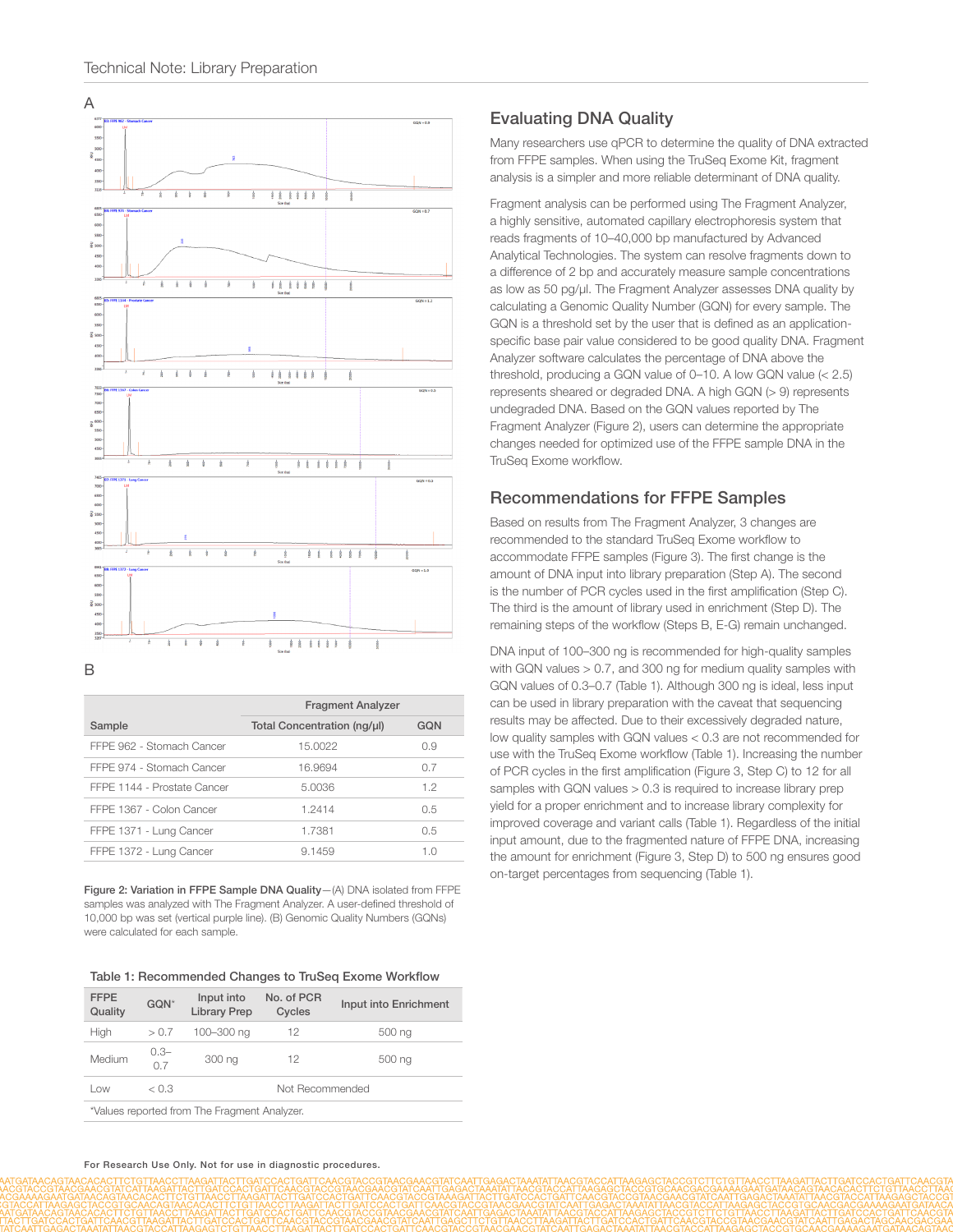A

B

| Sample | Fragment Analyzer Total Concentration (ng/µl) | GQN |
| --- | --- | --- |
| FFPE 962 - Stomach Cancer | 15.0022 | 0.9 |
| FFPE 974 - Stomach Cancer | 16.9694 | 0.7 |
| FFPE 1144 - Prostate Cancer | 5.0036 | 1.2 |
| FFPE 1367 - Colon Cancer | 1.2414 | 0.5 |
| FFPE 1371 - Lung Cancer | 1.7381 | 0.5 |
| FFPE 1372 - Lung Cancer | 9.1459 | 1.0 |

**Figure 2: Variation in FFPE Sample DNA Quality**—(A) DNA isolated from FFPE samples was analyzed with The Fragment Analyzer. A user-defined threshold of 10,000 bp was set (vertical purple line). (B) Genomic Quality Numbers (GQNs) were calculated for each sample.

**Table 1: Recommended Changes to TruSeq Exome Workflow**

| FFPE Quality | GQN* | Input into Library Prep | No. of PCR Cycles | Input into Enrichment |
| --- | --- | --- | --- | --- |
| High | > 0.7 | 100–300 ng | 12 | 500 ng |
| Medium | 0.3–0.7 | 300 ng | 12 | 500 ng |
| Low | < 0.3 | Not Recommended | | |

*Values reported from The Fragment Analyzer.

## Evaluating DNA Quality

Many researchers use qPCR to determine the quality of DNA extracted from FFPE samples. When using the TruSeq Exome Kit, fragment analysis is a simpler and more reliable determinant of DNA quality.

Fragment analysis can be performed using The Fragment Analyzer, a highly sensitive, automated capillary electrophoresis system that reads fragments of 10–40,000 bp manufactured by Advanced Analytical Technologies. The system can resolve fragments down to a difference of 2 bp and accurately measure sample concentrations as low as 50 pg/µl. The Fragment Analyzer assesses DNA quality by calculating a Genomic Quality Number (GQN) for every sample. The GQN is a threshold set by the user that is defined as an application-specific base pair value considered to be good quality DNA. Fragment Analyzer software calculates the percentage of DNA above the threshold, producing a GQN value of 0–10. A low GQN value (< 2.5) represents sheared or degraded DNA. A high GQN (> 9) represents undegraded DNA. Based on the GQN values reported by The Fragment Analyzer (Figure 2), users can determine the appropriate changes needed for optimized use of the FFPE sample DNA in the TruSeq Exome workflow.

## Recommendations for FFPE Samples

Based on results from The Fragment Analyzer, 3 changes are recommended to the standard TruSeq Exome workflow to accommodate FFPE samples (Figure 3). The first change is the amount of DNA input into library preparation (Step A). The second is the number of PCR cycles used in the first amplification (Step C). The third is the amount of library used in enrichment (Step D). The remaining steps of the workflow (Steps B, E-G) remain unchanged.

DNA input of 100–300 ng is recommended for high-quality samples with GQN values > 0.7, and 300 ng for medium quality samples with GQN values of 0.3–0.7 (Table 1). Although 300 ng is ideal, less input can be used in library preparation with the caveat that sequencing results may be affected. Due to their excessively degraded nature, low quality samples with GQN values < 0.3 are not recommended for use with the TruSeq Exome workflow (Table 1). Increasing the number of PCR cycles in the first amplification (Figure 3, Step C) to 12 for all samples with GQN values > 0.3 is required to increase library prep yield for a proper enrichment and to increase library complexity for improved coverage and variant calls (Table 1). Regardless of the initial input amount, due to the fragmented nature of FFPE DNA, increasing the amount for enrichment (Figure 3, Step D) to 500 ng ensures good on-target percentages from sequencing (Table 1).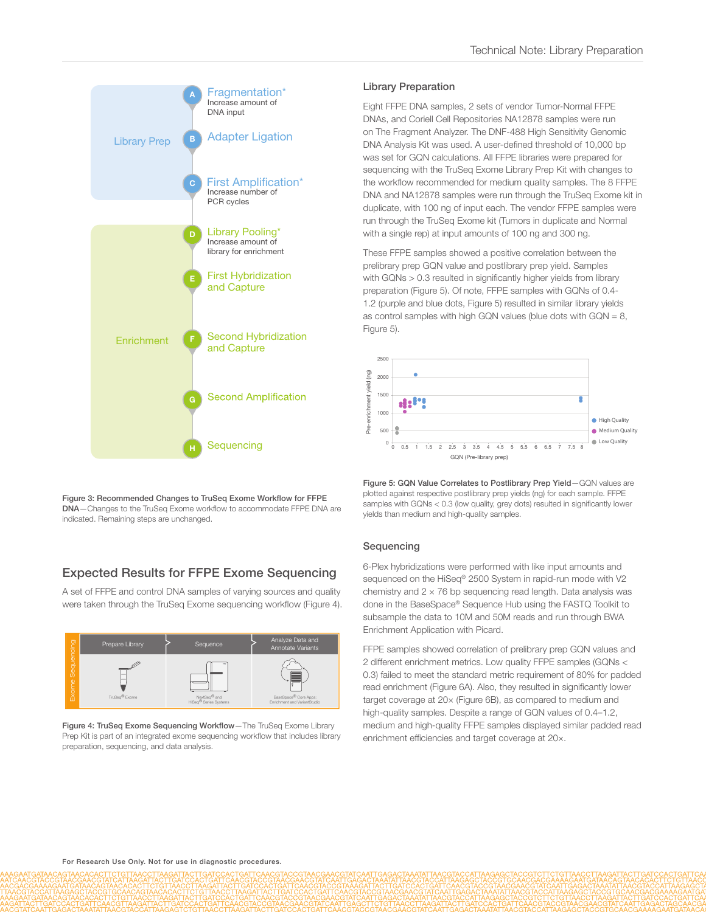Library Prep

A — Fragmentation*
Increase amount of DNA input

B — Adapter Ligation

C — First Amplification*
Increase number of PCR cycles

Enrichment

D — Library Pooling*
Increase amount of library for enrichment

E — First Hybridization and Capture

F — Second Hybridization and Capture

G — Second Amplification

H — Sequencing

**Figure 3: Recommended Changes to TruSeq Exome Workflow for FFPE DNA**—Changes to the TruSeq Exome workflow to accommodate FFPE DNA are indicated. Remaining steps are unchanged.

## Expected Results for FFPE Exome Sequencing

A set of FFPE and control DNA samples of varying sources and quality were taken through the TruSeq Exome sequencing workflow (Figure 4).

Exome Sequencing: Prepare Library (TruSeq® Exome) → Sequence (NextSeq® and HiSeq® Series Systems) → Analyze Data and Annotate Variants (BaseSpace® Core Apps: Enrichment and VariantStudio)

**Figure 4: TruSeq Exome Sequencing Workflow**—The TruSeq Exome Library Prep Kit is part of an integrated exome sequencing workflow that includes library preparation, sequencing, and data analysis.

### Library Preparation

Eight FFPE DNA samples, 2 sets of vendor Tumor-Normal FFPE DNAs, and Coriell Cell Repositories NA12878 samples were run on The Fragment Analyzer. The DNF-488 High Sensitivity Genomic DNA Analysis Kit was used. A user-defined threshold of 10,000 bp was set for GQN calculations. All FFPE libraries were prepared for sequencing with the TruSeq Exome Library Prep Kit with changes to the workflow recommended for medium quality samples. The 8 FFPE DNA and NA12878 samples were run through the TruSeq Exome kit in duplicate, with 100 ng of input each. The vendor FFPE samples were run through the TruSeq Exome kit (Tumors in duplicate and Normal with a single rep) at input amounts of 100 ng and 300 ng.

These FFPE samples showed a positive correlation between the prelibrary prep GQN value and postlibrary prep yield. Samples with GQNs > 0.3 resulted in significantly higher yields from library preparation (Figure 5). Of note, FFPE samples with GQNs of 0.4-1.2 (purple and blue dots, Figure 5) resulted in similar library yields as control samples with high GQN values (blue dots with GQN = 8, Figure 5).

**Figure 5: GQN Value Correlates to Postlibrary Prep Yield**—GQN values are plotted against respective postlibrary prep yields (ng) for each sample. FFPE samples with GQNs < 0.3 (low quality, grey dots) resulted in significantly lower yields than medium and high-quality samples.

### Sequencing

6-Plex hybridizations were performed with like input amounts and sequenced on the HiSeq® 2500 System in rapid-run mode with V2 chemistry and 2 × 76 bp sequencing read length. Data analysis was done in the BaseSpace® Sequence Hub using the FASTQ Toolkit to subsample the data to 10M and 50M reads and run through BWA Enrichment Application with Picard.

FFPE samples showed correlation of prelibrary prep GQN values and 2 different enrichment metrics. Low quality FFPE samples (GQNs < 0.3) failed to meet the standard metric requirement of 80% for padded read enrichment (Figure 6A). Also, they resulted in significantly lower target coverage at 20× (Figure 6B), as compared to medium and high-quality samples. Despite a range of GQN values of 0.4–1.2, medium and high-quality FFPE samples displayed similar padded read enrichment efficiencies and target coverage at 20×.

For Research Use Only. Not for use in diagnostic procedures.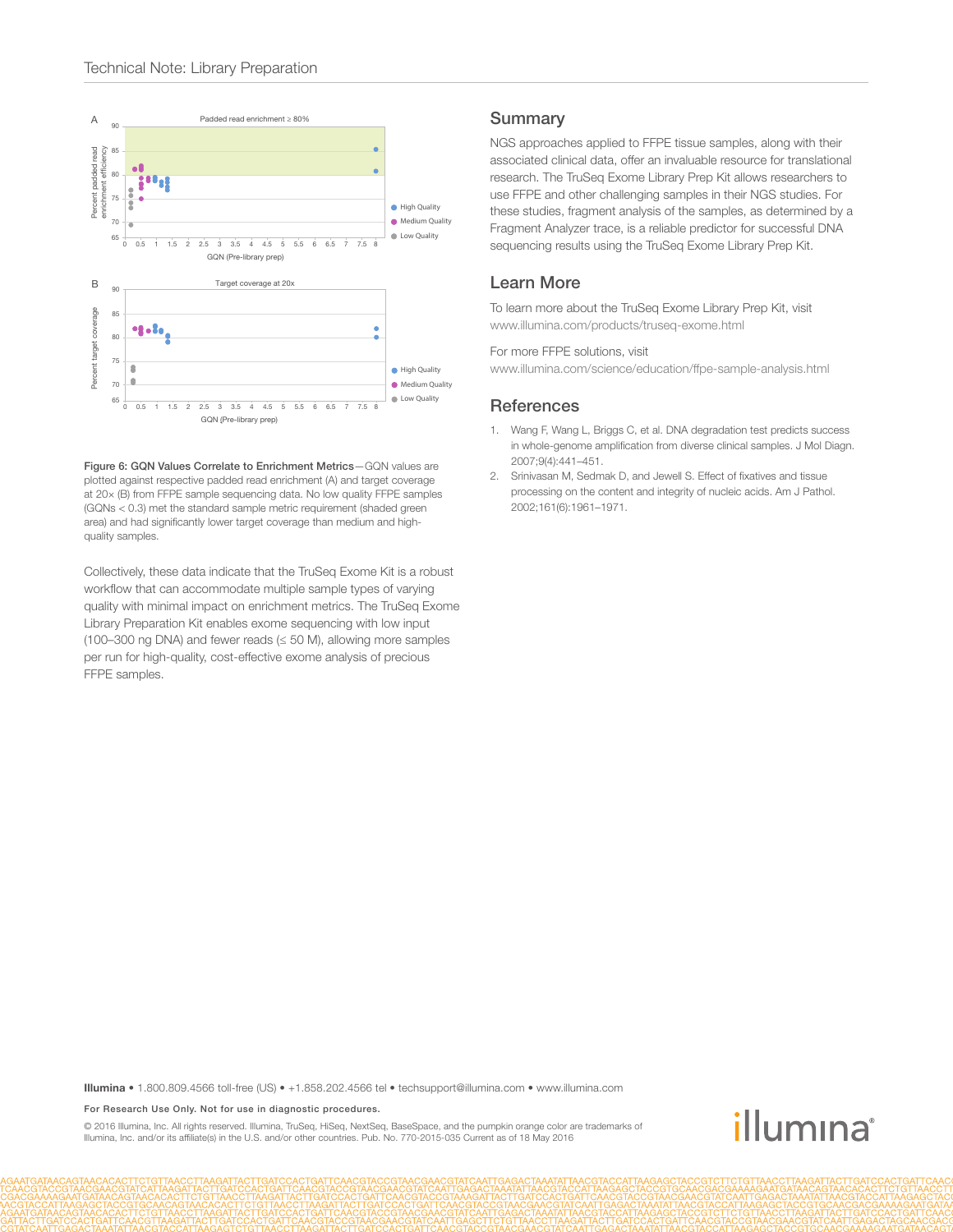A

Padded read enrichment ≥ 80%

Percent padded read enrichment efficiency

90
85
80
75
70
65

0 0.5 1 1.5 2 2.5 3 3.5 4 4.5 5 5.5 6 6.5 7 7.5 8

GQN (Pre-library prep)

High Quality
Medium Quality
Low Quality

B

Target coverage at 20x

Percent target coverage

90
85
80
75
70
65

0 0.5 1 1.5 2 2.5 3 3.5 4 4.5 5 5.5 6 6.5 7 7.5 8

GQN (Pre-library prep)

High Quality
Medium Quality
Low Quality

**Figure 6: GQN Values Correlate to Enrichment Metrics**—GQN values are plotted against respective padded read enrichment (A) and target coverage at 20× (B) from FFPE sample sequencing data. No low quality FFPE samples (GQNs < 0.3) met the standard sample metric requirement (shaded green area) and had significantly lower target coverage than medium and high-quality samples.

Collectively, these data indicate that the TruSeq Exome Kit is a robust workflow that can accommodate multiple sample types of varying quality with minimal impact on enrichment metrics. The TruSeq Exome Library Preparation Kit enables exome sequencing with low input (100–300 ng DNA) and fewer reads (≤ 50 M), allowing more samples per run for high-quality, cost-effective exome analysis of precious FFPE samples.

## Summary

NGS approaches applied to FFPE tissue samples, along with their associated clinical data, offer an invaluable resource for translational research. The TruSeq Exome Library Prep Kit allows researchers to use FFPE and other challenging samples in their NGS studies. For these studies, fragment analysis of the samples, as determined by a Fragment Analyzer trace, is a reliable predictor for successful DNA sequencing results using the TruSeq Exome Library Prep Kit.

## Learn More

To learn more about the TruSeq Exome Library Prep Kit, visit www.illumina.com/products/truseq-exome.html

For more FFPE solutions, visit www.illumina.com/science/education/ffpe-sample-analysis.html

## References

1. Wang F, Wang L, Briggs C, et al. DNA degradation test predicts success in whole-genome amplification from diverse clinical samples. J Mol Diagn. 2007;9(4):441–451.
2. Srinivasan M, Sedmak D, and Jewell S. Effect of fixatives and tissue processing on the content and integrity of nucleic acids. Am J Pathol. 2002;161(6):1961–1971.

**Illumina** • 1.800.809.4566 toll-free (US) • +1.858.202.4566 tel • techsupport@illumina.com • www.illumina.com

For Research Use Only. Not for use in diagnostic procedures.

© 2016 Illumina, Inc. All rights reserved. Illumina, TruSeq, HiSeq, NextSeq, BaseSpace, and the pumpkin orange color are trademarks of Illumina, Inc. and/or its affiliate(s) in the U.S. and/or other countries. Pub. No. 770-2015-035 Current as of 18 May 2016